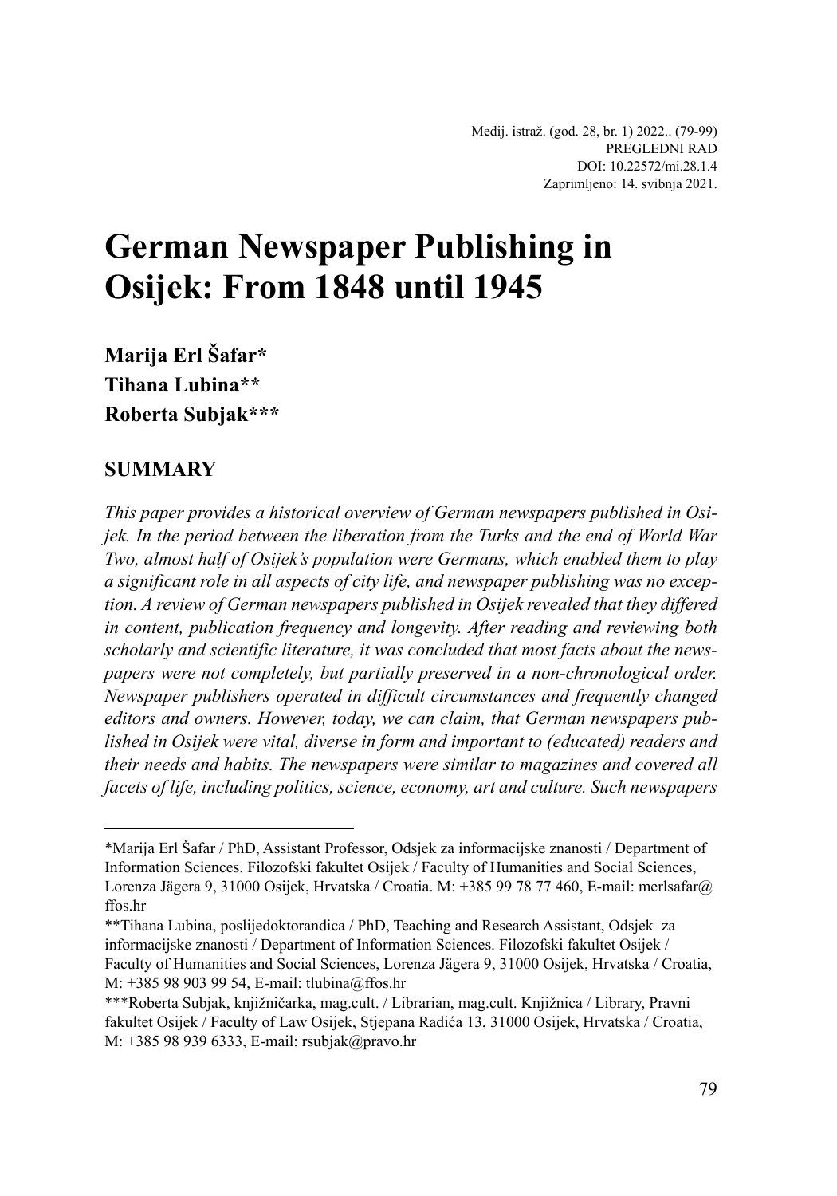Medij. istraž. (god. 28, br. 1) 2022.. (79-99)
PREGLEDNI RAD
DOI: 10.22572/mi.28.1.4
Zaprimljeno: 14. svibnja 2021.

# German Newspaper Publishing in Osijek: From 1848 until 1945

**Marija Erl Šafar\***
**Tihana Lubina\*\***
**Roberta Subjak\*\*\***

## SUMMARY

*This paper provides a historical overview of German newspapers published in Osijek. In the period between the liberation from the Turks and the end of World War Two, almost half of Osijek's population were Germans, which enabled them to play a significant role in all aspects of city life, and newspaper publishing was no exception. A review of German newspapers published in Osijek revealed that they differed in content, publication frequency and longevity. After reading and reviewing both scholarly and scientific literature, it was concluded that most facts about the newspapers were not completely, but partially preserved in a non-chronological order. Newspaper publishers operated in difficult circumstances and frequently changed editors and owners. However, today, we can claim, that German newspapers published in Osijek were vital, diverse in form and important to (educated) readers and their needs and habits. The newspapers were similar to magazines and covered all facets of life, including politics, science, economy, art and culture. Such newspapers*

---

\*Marija Erl Šafar / PhD, Assistant Professor, Odsjek za informacijske znanosti / Department of Information Sciences. Filozofski fakultet Osijek / Faculty of Humanities and Social Sciences, Lorenza Jägera 9, 31000 Osijek, Hrvatska / Croatia. M: +385 99 78 77 460, E-mail: merlsafar@ffos.hr

\*\*Tihana Lubina, poslijedoktorandica / PhD, Teaching and Research Assistant, Odsjek za informacijske znanosti / Department of Information Sciences. Filozofski fakultet Osijek / Faculty of Humanities and Social Sciences, Lorenza Jägera 9, 31000 Osijek, Hrvatska / Croatia, M: +385 98 903 99 54, E-mail: tlubina@ffos.hr

\*\*\*Roberta Subjak, knjižničarka, mag.cult. / Librarian, mag.cult. Knjižnica / Library, Pravni fakultet Osijek / Faculty of Law Osijek, Stjepana Radića 13, 31000 Osijek, Hrvatska / Croatia, M: +385 98 939 6333, E-mail: rsubjak@pravo.hr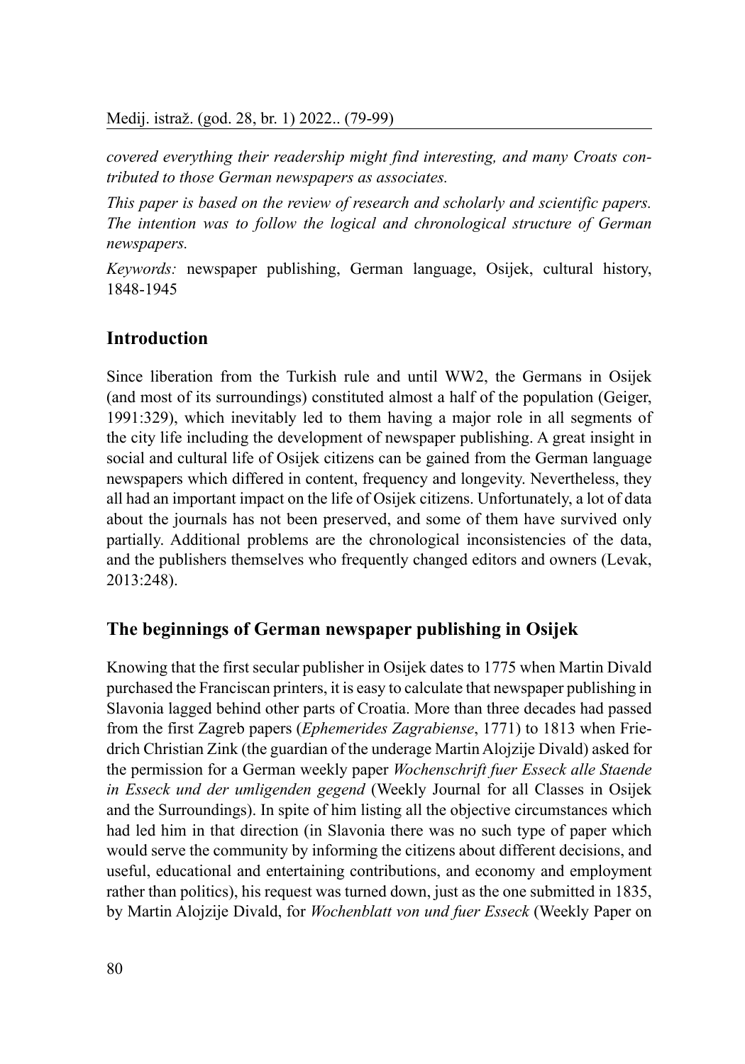*covered everything their readership might find interesting, and many Croats contributed to those German newspapers as associates.*

*This paper is based on the review of research and scholarly and scientific papers. The intention was to follow the logical and chronological structure of German newspapers.*

*Keywords:* newspaper publishing, German language, Osijek, cultural history, 1848-1945

## Introduction

Since liberation from the Turkish rule and until WW2, the Germans in Osijek (and most of its surroundings) constituted almost a half of the population (Geiger, 1991:329), which inevitably led to them having a major role in all segments of the city life including the development of newspaper publishing. A great insight in social and cultural life of Osijek citizens can be gained from the German language newspapers which differed in content, frequency and longevity. Nevertheless, they all had an important impact on the life of Osijek citizens. Unfortunately, a lot of data about the journals has not been preserved, and some of them have survived only partially. Additional problems are the chronological inconsistencies of the data, and the publishers themselves who frequently changed editors and owners (Levak, 2013:248).

## The beginnings of German newspaper publishing in Osijek

Knowing that the first secular publisher in Osijek dates to 1775 when Martin Divald purchased the Franciscan printers, it is easy to calculate that newspaper publishing in Slavonia lagged behind other parts of Croatia. More than three decades had passed from the first Zagreb papers (*Ephemerides Zagrabiense*, 1771) to 1813 when Friedrich Christian Zink (the guardian of the underage Martin Alojzije Divald) asked for the permission for a German weekly paper *Wochenschrift fuer Esseck alle Staende in Esseck und der umligenden gegend* (Weekly Journal for all Classes in Osijek and the Surroundings). In spite of him listing all the objective circumstances which had led him in that direction (in Slavonia there was no such type of paper which would serve the community by informing the citizens about different decisions, and useful, educational and entertaining contributions, and economy and employment rather than politics), his request was turned down, just as the one submitted in 1835, by Martin Alojzije Divald, for *Wochenblatt von und fuer Esseck* (Weekly Paper on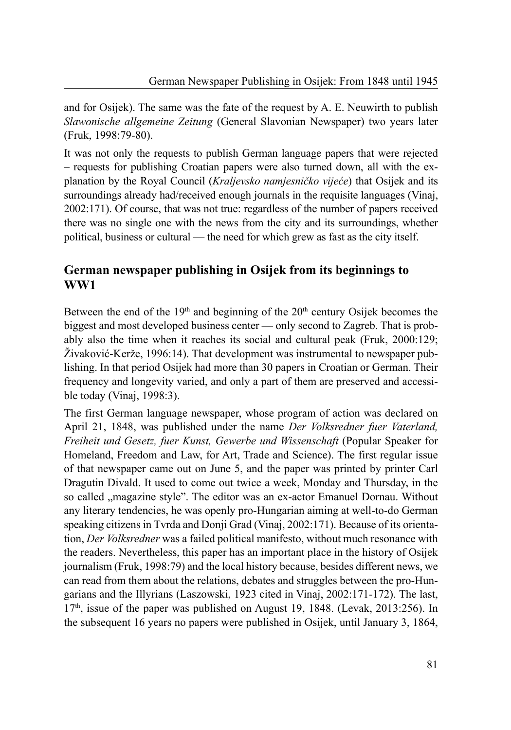and for Osijek). The same was the fate of the request by A. E. Neuwirth to publish *Slawonische allgemeine Zeitung* (General Slavonian Newspaper) two years later (Fruk, 1998:79-80).

It was not only the requests to publish German language papers that were rejected – requests for publishing Croatian papers were also turned down, all with the explanation by the Royal Council (*Kraljevsko namjesničko vijeće*) that Osijek and its surroundings already had/received enough journals in the requisite languages (Vinaj, 2002:171). Of course, that was not true: regardless of the number of papers received there was no single one with the news from the city and its surroundings, whether political, business or cultural — the need for which grew as fast as the city itself.

## German newspaper publishing in Osijek from its beginnings to WW1

Between the end of the 19th and beginning of the 20th century Osijek becomes the biggest and most developed business center — only second to Zagreb. That is probably also the time when it reaches its social and cultural peak (Fruk, 2000:129; Živaković-Kerže, 1996:14). That development was instrumental to newspaper publishing. In that period Osijek had more than 30 papers in Croatian or German. Their frequency and longevity varied, and only a part of them are preserved and accessible today (Vinaj, 1998:3).

The first German language newspaper, whose program of action was declared on April 21, 1848, was published under the name *Der Volksredner fuer Vaterland, Freiheit und Gesetz, fuer Kunst, Gewerbe und Wissenschaft* (Popular Speaker for Homeland, Freedom and Law, for Art, Trade and Science). The first regular issue of that newspaper came out on June 5, and the paper was printed by printer Carl Dragutin Divald. It used to come out twice a week, Monday and Thursday, in the so called „magazine style". The editor was an ex-actor Emanuel Dornau. Without any literary tendencies, he was openly pro-Hungarian aiming at well-to-do German speaking citizens in Tvrđa and Donji Grad (Vinaj, 2002:171). Because of its orientation, *Der Volksredner* was a failed political manifesto, without much resonance with the readers. Nevertheless, this paper has an important place in the history of Osijek journalism (Fruk, 1998:79) and the local history because, besides different news, we can read from them about the relations, debates and struggles between the pro-Hungarians and the Illyrians (Laszowski, 1923 cited in Vinaj, 2002:171-172). The last, 17th, issue of the paper was published on August 19, 1848. (Levak, 2013:256). In the subsequent 16 years no papers were published in Osijek, until January 3, 1864,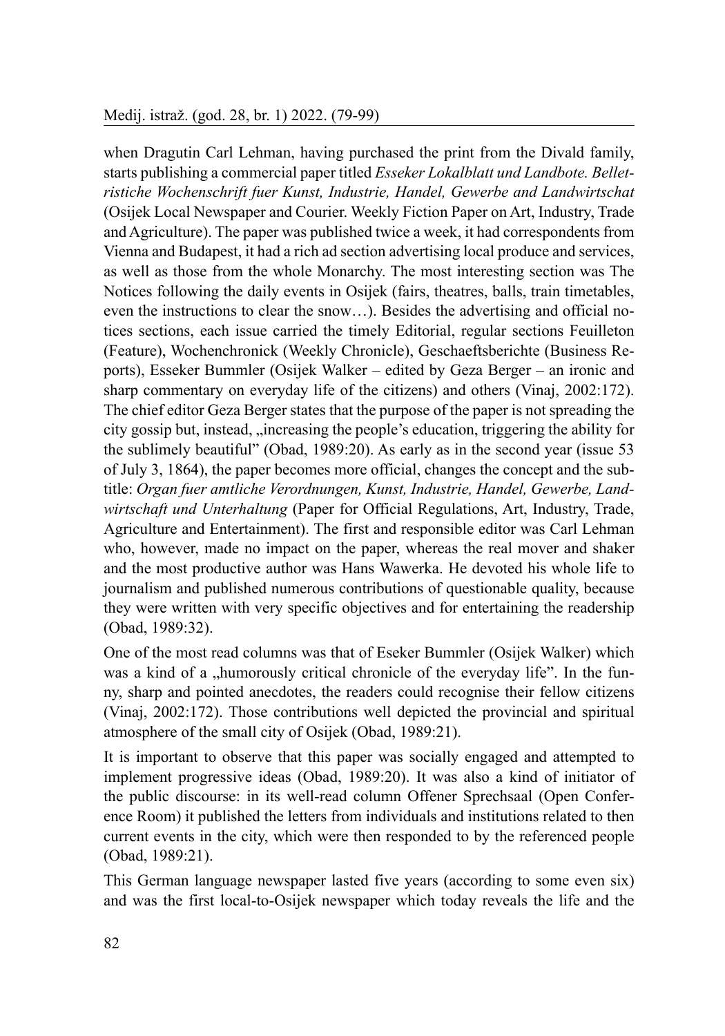when Dragutin Carl Lehman, having purchased the print from the Divald family, starts publishing a commercial paper titled *Esseker Lokalblatt und Landbote. Belletristiche Wochenschrift fuer Kunst, Industrie, Handel, Gewerbe and Landwirtschat* (Osijek Local Newspaper and Courier. Weekly Fiction Paper on Art, Industry, Trade and Agriculture). The paper was published twice a week, it had correspondents from Vienna and Budapest, it had a rich ad section advertising local produce and services, as well as those from the whole Monarchy. The most interesting section was The Notices following the daily events in Osijek (fairs, theatres, balls, train timetables, even the instructions to clear the snow…). Besides the advertising and official notices sections, each issue carried the timely Editorial, regular sections Feuilleton (Feature), Wochenchronick (Weekly Chronicle), Geschaeftsberichte (Business Reports), Esseker Bummler (Osijek Walker – edited by Geza Berger – an ironic and sharp commentary on everyday life of the citizens) and others (Vinaj, 2002:172). The chief editor Geza Berger states that the purpose of the paper is not spreading the city gossip but, instead, „increasing the people's education, triggering the ability for the sublimely beautiful" (Obad, 1989:20). As early as in the second year (issue 53 of July 3, 1864), the paper becomes more official, changes the concept and the subtitle: *Organ fuer amtliche Verordnungen, Kunst, Industrie, Handel, Gewerbe, Landwirtschaft und Unterhaltung* (Paper for Official Regulations, Art, Industry, Trade, Agriculture and Entertainment). The first and responsible editor was Carl Lehman who, however, made no impact on the paper, whereas the real mover and shaker and the most productive author was Hans Wawerka. He devoted his whole life to journalism and published numerous contributions of questionable quality, because they were written with very specific objectives and for entertaining the readership (Obad, 1989:32).

One of the most read columns was that of Eseker Bummler (Osijek Walker) which was a kind of a „humorously critical chronicle of the everyday life". In the funny, sharp and pointed anecdotes, the readers could recognise their fellow citizens (Vinaj, 2002:172). Those contributions well depicted the provincial and spiritual atmosphere of the small city of Osijek (Obad, 1989:21).

It is important to observe that this paper was socially engaged and attempted to implement progressive ideas (Obad, 1989:20). It was also a kind of initiator of the public discourse: in its well-read column Offener Sprechsaal (Open Conference Room) it published the letters from individuals and institutions related to then current events in the city, which were then responded to by the referenced people (Obad, 1989:21).

This German language newspaper lasted five years (according to some even six) and was the first local-to-Osijek newspaper which today reveals the life and the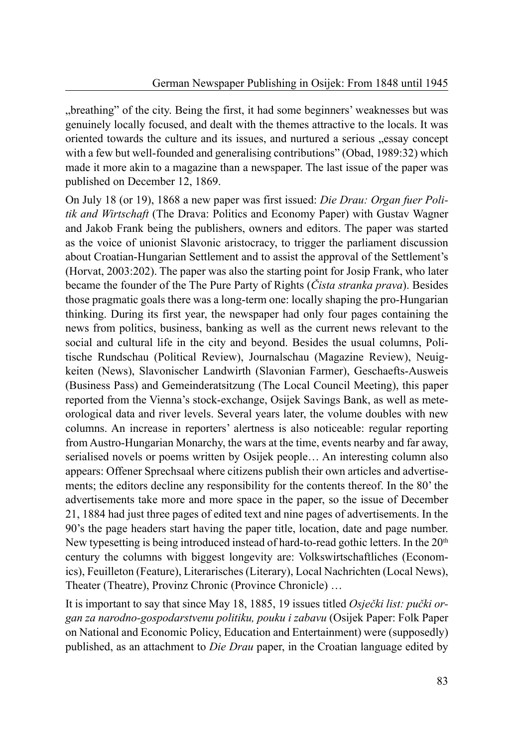„breathing" of the city. Being the first, it had some beginners' weaknesses but was genuinely locally focused, and dealt with the themes attractive to the locals. It was oriented towards the culture and its issues, and nurtured a serious „essay concept with a few but well-founded and generalising contributions" (Obad, 1989:32) which made it more akin to a magazine than a newspaper. The last issue of the paper was published on December 12, 1869.

On July 18 (or 19), 1868 a new paper was first issued: *Die Drau: Organ fuer Politik and Wirtschaft* (The Drava: Politics and Economy Paper) with Gustav Wagner and Jakob Frank being the publishers, owners and editors. The paper was started as the voice of unionist Slavonic aristocracy, to trigger the parliament discussion about Croatian-Hungarian Settlement and to assist the approval of the Settlement's (Horvat, 2003:202). The paper was also the starting point for Josip Frank, who later became the founder of the The Pure Party of Rights (*Čista stranka prava*). Besides those pragmatic goals there was a long-term one: locally shaping the pro-Hungarian thinking. During its first year, the newspaper had only four pages containing the news from politics, business, banking as well as the current news relevant to the social and cultural life in the city and beyond. Besides the usual columns, Politische Rundschau (Political Review), Journalschau (Magazine Review), Neuigkeiten (News), Slavonischer Landwirth (Slavonian Farmer), Geschaefts-Ausweis (Business Pass) and Gemeinderatsitzung (The Local Council Meeting), this paper reported from the Vienna's stock-exchange, Osijek Savings Bank, as well as meteorological data and river levels. Several years later, the volume doubles with new columns. An increase in reporters' alertness is also noticeable: regular reporting from Austro-Hungarian Monarchy, the wars at the time, events nearby and far away, serialised novels or poems written by Osijek people… An interesting column also appears: Offener Sprechsaal where citizens publish their own articles and advertisements; the editors decline any responsibility for the contents thereof. In the 80' the advertisements take more and more space in the paper, so the issue of December 21, 1884 had just three pages of edited text and nine pages of advertisements. In the 90's the page headers start having the paper title, location, date and page number. New typesetting is being introduced instead of hard-to-read gothic letters. In the 20th century the columns with biggest longevity are: Volkswirtschaftliches (Economics), Feuilleton (Feature), Literarisches (Literary), Local Nachrichten (Local News), Theater (Theatre), Provinz Chronic (Province Chronicle) …

It is important to say that since May 18, 1885, 19 issues titled *Osječki list: pučki organ za narodno-gospodarstvenu politiku, pouku i zabavu* (Osijek Paper: Folk Paper on National and Economic Policy, Education and Entertainment) were (supposedly) published, as an attachment to *Die Drau* paper, in the Croatian language edited by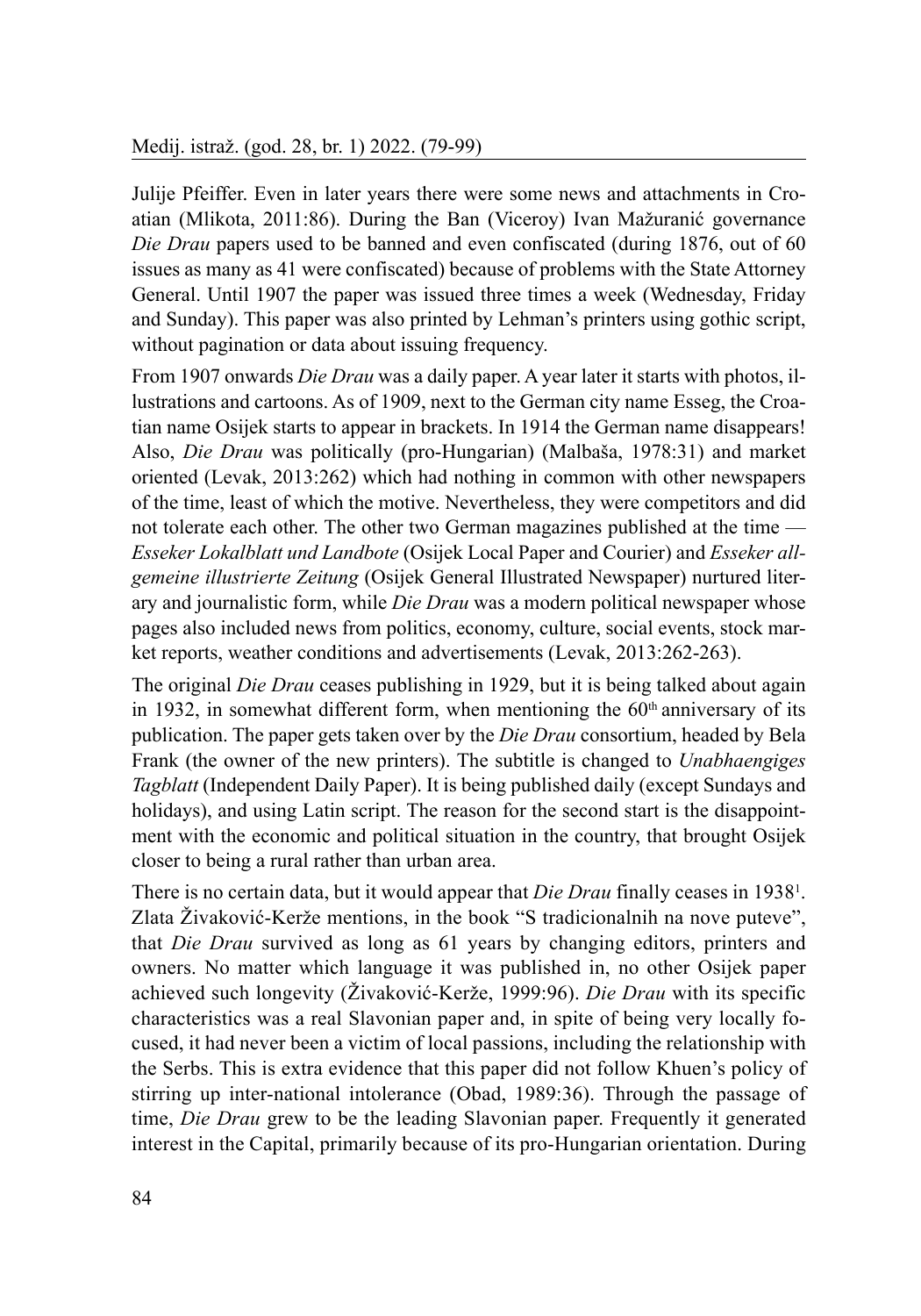Julije Pfeiffer. Even in later years there were some news and attachments in Croatian (Mlikota, 2011:86). During the Ban (Viceroy) Ivan Mažuranić governance *Die Drau* papers used to be banned and even confiscated (during 1876, out of 60 issues as many as 41 were confiscated) because of problems with the State Attorney General. Until 1907 the paper was issued three times a week (Wednesday, Friday and Sunday). This paper was also printed by Lehman's printers using gothic script, without pagination or data about issuing frequency.

From 1907 onwards *Die Drau* was a daily paper. A year later it starts with photos, illustrations and cartoons. As of 1909, next to the German city name Esseg, the Croatian name Osijek starts to appear in brackets. In 1914 the German name disappears! Also, *Die Drau* was politically (pro-Hungarian) (Malbaša, 1978:31) and market oriented (Levak, 2013:262) which had nothing in common with other newspapers of the time, least of which the motive. Nevertheless, they were competitors and did not tolerate each other. The other two German magazines published at the time — *Esseker Lokalblatt und Landbote* (Osijek Local Paper and Courier) and *Esseker allgemeine illustrierte Zeitung* (Osijek General Illustrated Newspaper) nurtured literary and journalistic form, while *Die Drau* was a modern political newspaper whose pages also included news from politics, economy, culture, social events, stock market reports, weather conditions and advertisements (Levak, 2013:262-263).

The original *Die Drau* ceases publishing in 1929, but it is being talked about again in 1932, in somewhat different form, when mentioning the 60th anniversary of its publication. The paper gets taken over by the *Die Drau* consortium, headed by Bela Frank (the owner of the new printers). The subtitle is changed to *Unabhaengiges Tagblatt* (Independent Daily Paper). It is being published daily (except Sundays and holidays), and using Latin script. The reason for the second start is the disappointment with the economic and political situation in the country, that brought Osijek closer to being a rural rather than urban area.

There is no certain data, but it would appear that *Die Drau* finally ceases in 1938[1]. Zlata Živaković-Kerže mentions, in the book "S tradicionalnih na nove puteve", that *Die Drau* survived as long as 61 years by changing editors, printers and owners. No matter which language it was published in, no other Osijek paper achieved such longevity (Živaković-Kerže, 1999:96). *Die Drau* with its specific characteristics was a real Slavonian paper and, in spite of being very locally focused, it had never been a victim of local passions, including the relationship with the Serbs. This is extra evidence that this paper did not follow Khuen's policy of stirring up inter-national intolerance (Obad, 1989:36). Through the passage of time, *Die Drau* grew to be the leading Slavonian paper. Frequently it generated interest in the Capital, primarily because of its pro-Hungarian orientation. During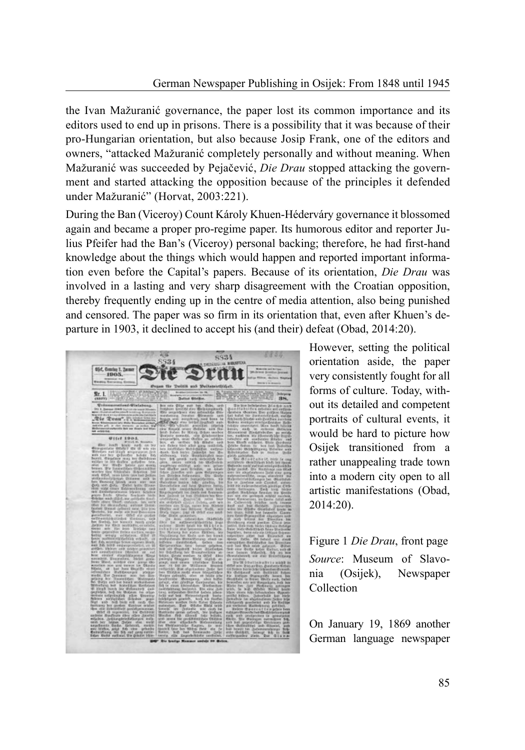the Ivan Mažuranić governance, the paper lost its common importance and its editors used to end up in prisons. There is a possibility that it was because of their pro-Hungarian orientation, but also because Josip Frank, one of the editors and owners, "attacked Mažuranić completely personally and without meaning. When Mažuranić was succeeded by Pejačević, *Die Drau* stopped attacking the government and started attacking the opposition because of the principles it defended under Mažuranić" (Horvat, 2003:221).

During the Ban (Viceroy) Count Károly Khuen-Héderváry governance it blossomed again and became a proper pro-regime paper. Its humorous editor and reporter Julius Pfeifer had the Ban's (Viceroy) personal backing; therefore, he had first-hand knowledge about the things which would happen and reported important information even before the Capital's papers. Because of its orientation, *Die Drau* was involved in a lasting and very sharp disagreement with the Croatian opposition, thereby frequently ending up in the centre of media attention, also being punished and censored. The paper was so firm in its orientation that, even after Khuen's departure in 1903, it declined to accept his (and their) defeat (Obad, 2014:20).

However, setting the political orientation aside, the paper very consistently fought for all forms of culture. Today, without its detailed and competent portraits of cultural events, it would be hard to picture how Osijek transitioned from a rather unappealing trade town into a modern city open to all artistic manifestations (Obad, 2014:20).

Figure 1 *Die Drau*, front page

*Source*: Museum of Slavonia (Osijek), Newspaper Collection

On January 19, 1869 another German language newspaper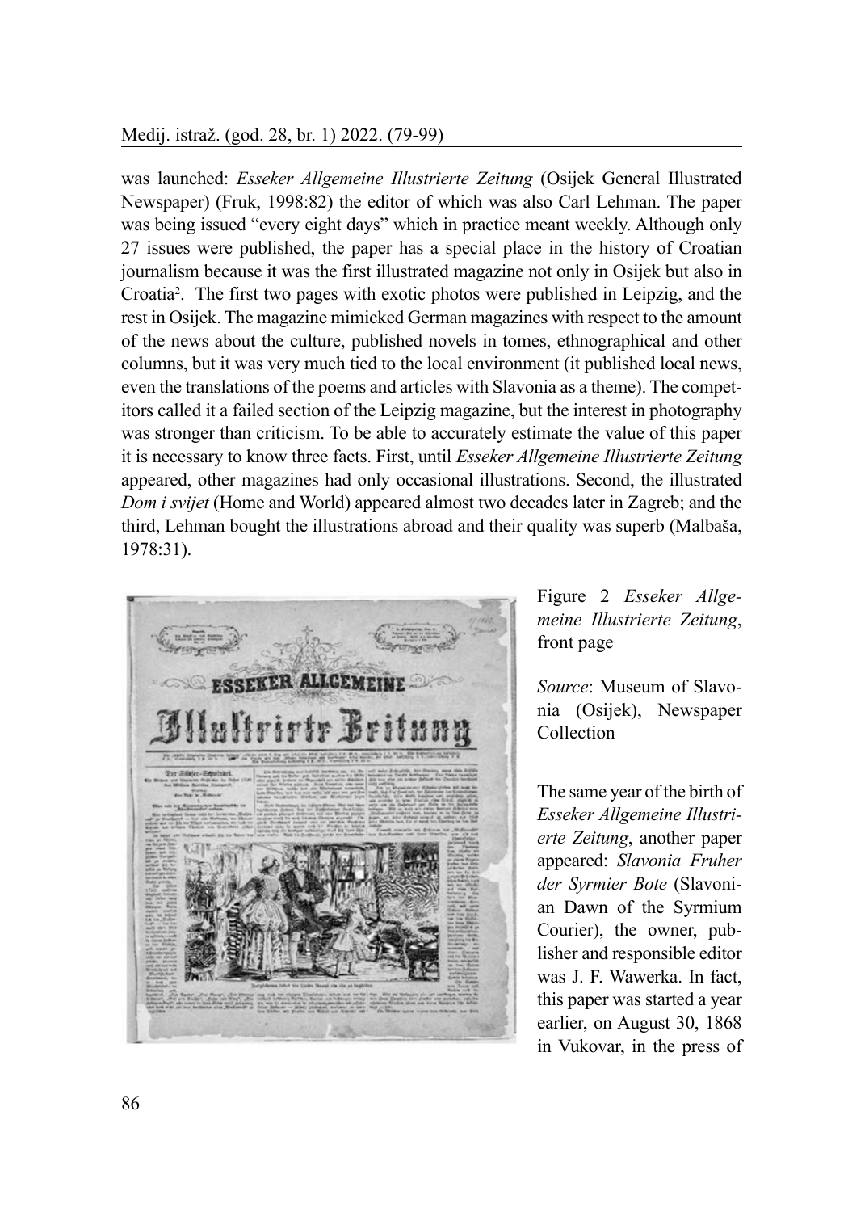was launched: *Esseker Allgemeine Illustrierte Zeitung* (Osijek General Illustrated Newspaper) (Fruk, 1998:82) the editor of which was also Carl Lehman. The paper was being issued "every eight days" which in practice meant weekly. Although only 27 issues were published, the paper has a special place in the history of Croatian journalism because it was the first illustrated magazine not only in Osijek but also in Croatia[2]. The first two pages with exotic photos were published in Leipzig, and the rest in Osijek. The magazine mimicked German magazines with respect to the amount of the news about the culture, published novels in tomes, ethnographical and other columns, but it was very much tied to the local environment (it published local news, even the translations of the poems and articles with Slavonia as a theme). The competitors called it a failed section of the Leipzig magazine, but the interest in photography was stronger than criticism. To be able to accurately estimate the value of this paper it is necessary to know three facts. First, until *Esseker Allgemeine Illustrierte Zeitung* appeared, other magazines had only occasional illustrations. Second, the illustrated *Dom i svijet* (Home and World) appeared almost two decades later in Zagreb; and the third, Lehman bought the illustrations abroad and their quality was superb (Malbaša, 1978:31).

Figure 2 *Esseker Allgemeine Illustrierte Zeitung*, front page

*Source*: Museum of Slavonia (Osijek), Newspaper Collection

The same year of the birth of *Esseker Allgemeine Illustrierte Zeitung*, another paper appeared: *Slavonia Fruher der Syrmier Bote* (Slavonian Dawn of the Syrmium Courier), the owner, publisher and responsible editor was J. F. Wawerka. In fact, this paper was started a year earlier, on August 30, 1868 in Vukovar, in the press of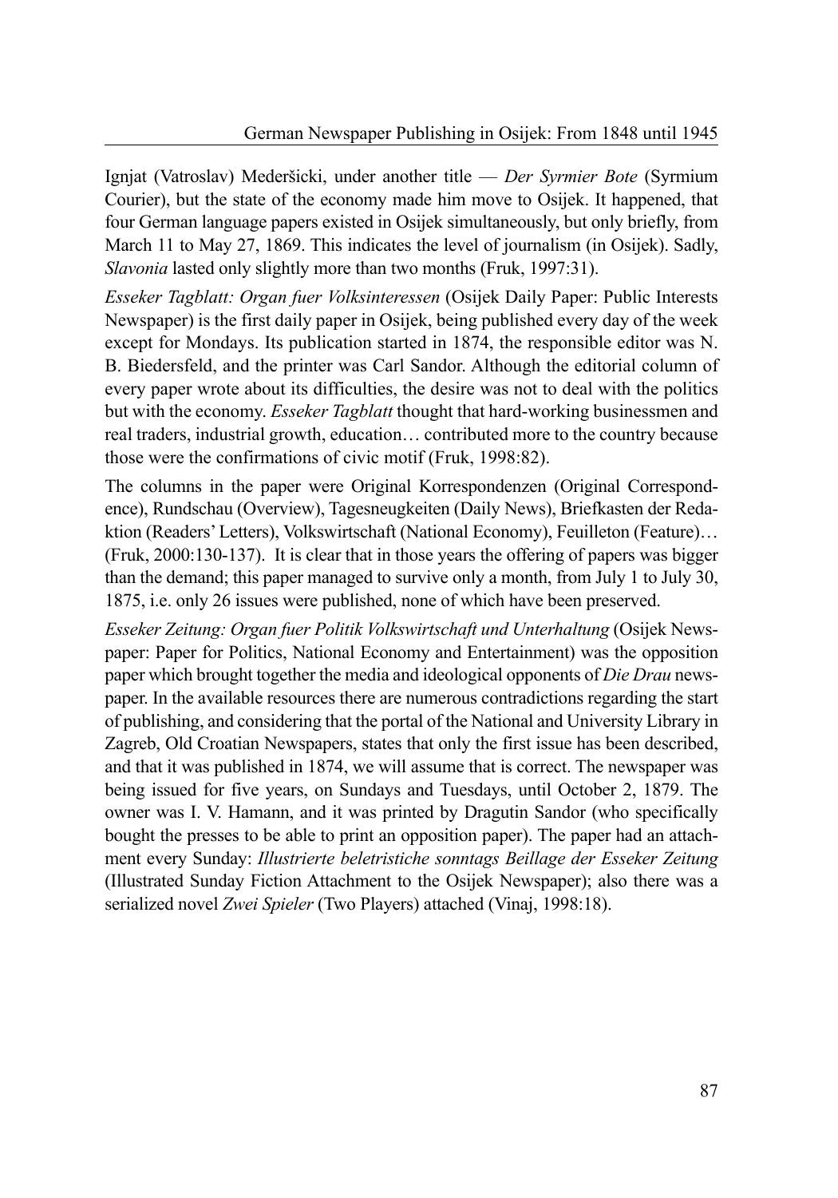Ignjat (Vatroslav) Meděršicki, under another title — *Der Syrmier Bote* (Syrmium Courier), but the state of the economy made him move to Osijek. It happened, that four German language papers existed in Osijek simultaneously, but only briefly, from March 11 to May 27, 1869. This indicates the level of journalism (in Osijek). Sadly, *Slavonia* lasted only slightly more than two months (Fruk, 1997:31).

*Esseker Tagblatt: Organ fuer Volksinteressen* (Osijek Daily Paper: Public Interests Newspaper) is the first daily paper in Osijek, being published every day of the week except for Mondays. Its publication started in 1874, the responsible editor was N. B. Biedersfeld, and the printer was Carl Sandor. Although the editorial column of every paper wrote about its difficulties, the desire was not to deal with the politics but with the economy. *Esseker Tagblatt* thought that hard-working businessmen and real traders, industrial growth, education… contributed more to the country because those were the confirmations of civic motif (Fruk, 1998:82).

The columns in the paper were Original Korrespondenzen (Original Correspondence), Rundschau (Overview), Tagesneugkeiten (Daily News), Briefkasten der Redaktion (Readers' Letters), Volkswirtschaft (National Economy), Feuilleton (Feature)… (Fruk, 2000:130-137). It is clear that in those years the offering of papers was bigger than the demand; this paper managed to survive only a month, from July 1 to July 30, 1875, i.e. only 26 issues were published, none of which have been preserved.

*Esseker Zeitung: Organ fuer Politik Volkswirtschaft und Unterhaltung* (Osijek Newspaper: Paper for Politics, National Economy and Entertainment) was the opposition paper which brought together the media and ideological opponents of *Die Drau* newspaper. In the available resources there are numerous contradictions regarding the start of publishing, and considering that the portal of the National and University Library in Zagreb, Old Croatian Newspapers, states that only the first issue has been described, and that it was published in 1874, we will assume that is correct. The newspaper was being issued for five years, on Sundays and Tuesdays, until October 2, 1879. The owner was I. V. Hamann, and it was printed by Dragutin Sandor (who specifically bought the presses to be able to print an opposition paper). The paper had an attachment every Sunday: *Illustrierte beletristiche sonntags Beillage der Esseker Zeitung* (Illustrated Sunday Fiction Attachment to the Osijek Newspaper); also there was a serialized novel *Zwei Spieler* (Two Players) attached (Vinaj, 1998:18).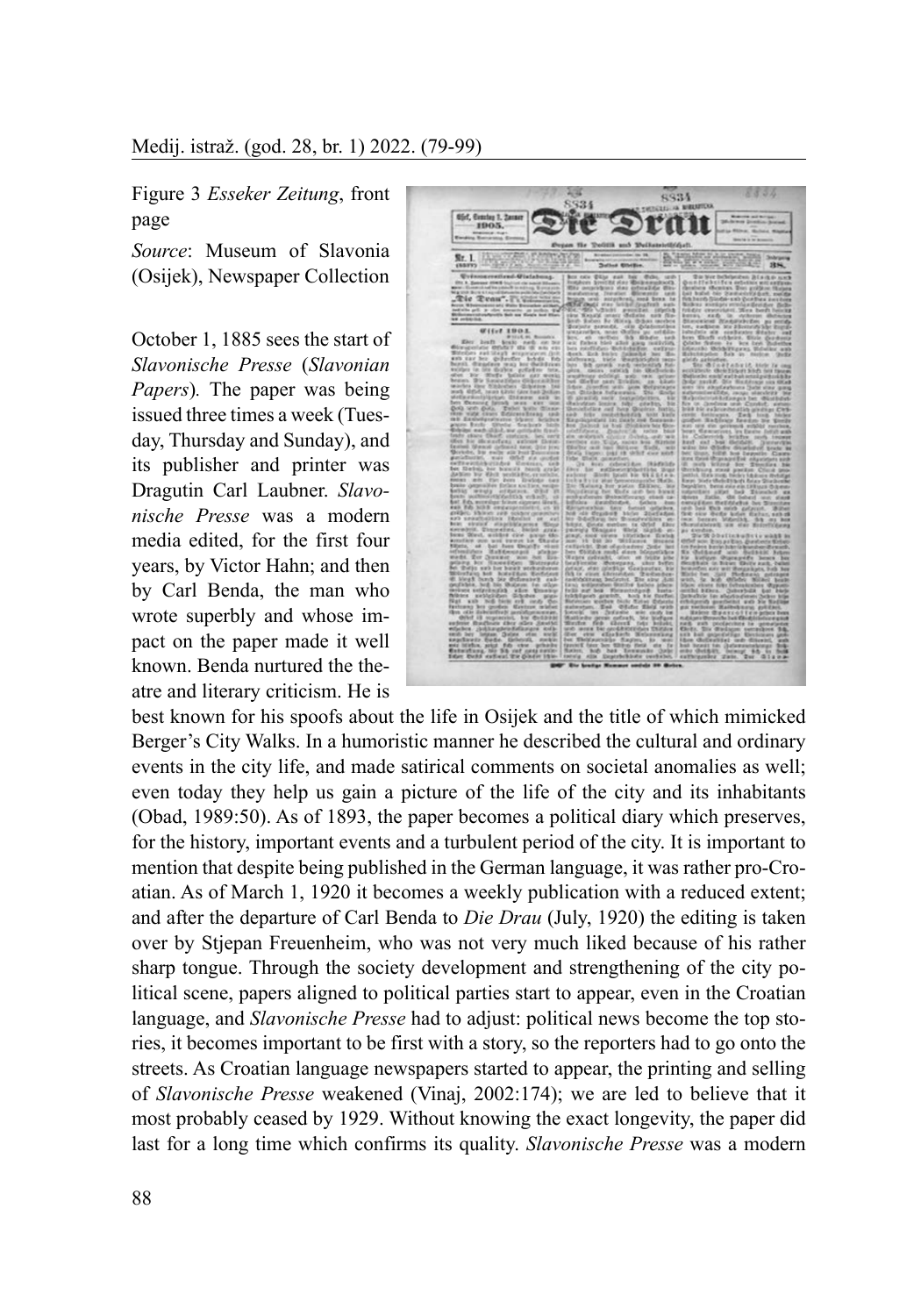Figure 3 *Esseker Zeitung*, front page

*Source*: Museum of Slavonia (Osijek), Newspaper Collection

October 1, 1885 sees the start of *Slavonische Presse* (*Slavonian Papers*). The paper was being issued three times a week (Tuesday, Thursday and Sunday), and its publisher and printer was Dragutin Carl Laubner. *Slavonische Presse* was a modern media edited, for the first four years, by Victor Hahn; and then by Carl Benda, the man who wrote superbly and whose impact on the paper made it well known. Benda nurtured the theatre and literary criticism. He is best known for his spoofs about the life in Osijek and the title of which mimicked Berger's City Walks. In a humoristic manner he described the cultural and ordinary events in the city life, and made satirical comments on societal anomalies as well; even today they help us gain a picture of the life of the city and its inhabitants (Obad, 1989:50). As of 1893, the paper becomes a political diary which preserves, for the history, important events and a turbulent period of the city. It is important to mention that despite being published in the German language, it was rather pro-Croatian. As of March 1, 1920 it becomes a weekly publication with a reduced extent; and after the departure of Carl Benda to *Die Drau* (July, 1920) the editing is taken over by Stjepan Freuenheim, who was not very much liked because of his rather sharp tongue. Through the society development and strengthening of the city political scene, papers aligned to political parties start to appear, even in the Croatian language, and *Slavonische Presse* had to adjust: political news become the top stories, it becomes important to be first with a story, so the reporters had to go onto the streets. As Croatian language newspapers started to appear, the printing and selling of *Slavonische Presse* weakened (Vinaj, 2002:174); we are led to believe that it most probably ceased by 1929. Without knowing the exact longevity, the paper did last for a long time which confirms its quality. *Slavonische Presse* was a modern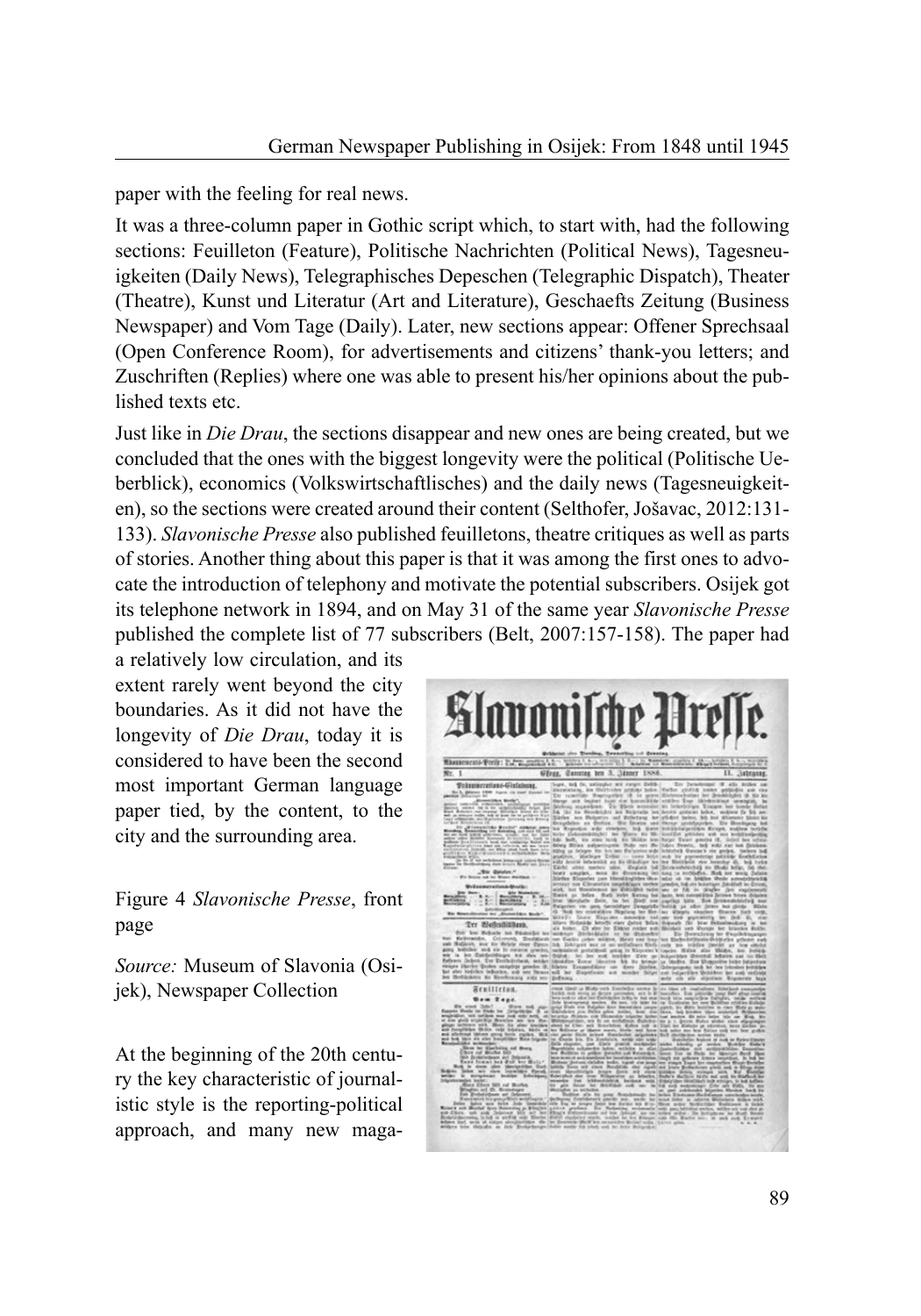paper with the feeling for real news.

It was a three-column paper in Gothic script which, to start with, had the following sections: Feuilleton (Feature), Politische Nachrichten (Political News), Tagesneuigkeiten (Daily News), Telegraphisches Depeschen (Telegraphic Dispatch), Theater (Theatre), Kunst und Literatur (Art and Literature), Geschaefts Zeitung (Business Newspaper) and Vom Tage (Daily). Later, new sections appear: Offener Sprechsaal (Open Conference Room), for advertisements and citizens' thank-you letters; and Zuschriften (Replies) where one was able to present his/her opinions about the published texts etc.

Just like in *Die Drau*, the sections disappear and new ones are being created, but we concluded that the ones with the biggest longevity were the political (Politische Ueberblick), economics (Volkswirtschaftlisches) and the daily news (Tagesneuigkeiten), so the sections were created around their content (Selthofer, Jošavac, 2012:131-133). *Slavonische Presse* also published feuilletons, theatre critiques as well as parts of stories. Another thing about this paper is that it was among the first ones to advocate the introduction of telephony and motivate the potential subscribers. Osijek got its telephone network in 1894, and on May 31 of the same year *Slavonische Presse* published the complete list of 77 subscribers (Belt, 2007:157-158). The paper had a relatively low circulation, and its extent rarely went beyond the city boundaries. As it did not have the longevity of *Die Drau*, today it is considered to have been the second most important German language paper tied, by the content, to the city and the surrounding area.

Figure 4 *Slavonische Presse*, front page

*Source:* Museum of Slavonia (Osijek), Newspaper Collection

At the beginning of the 20th century the key characteristic of journalistic style is the reporting-political approach, and many new maga-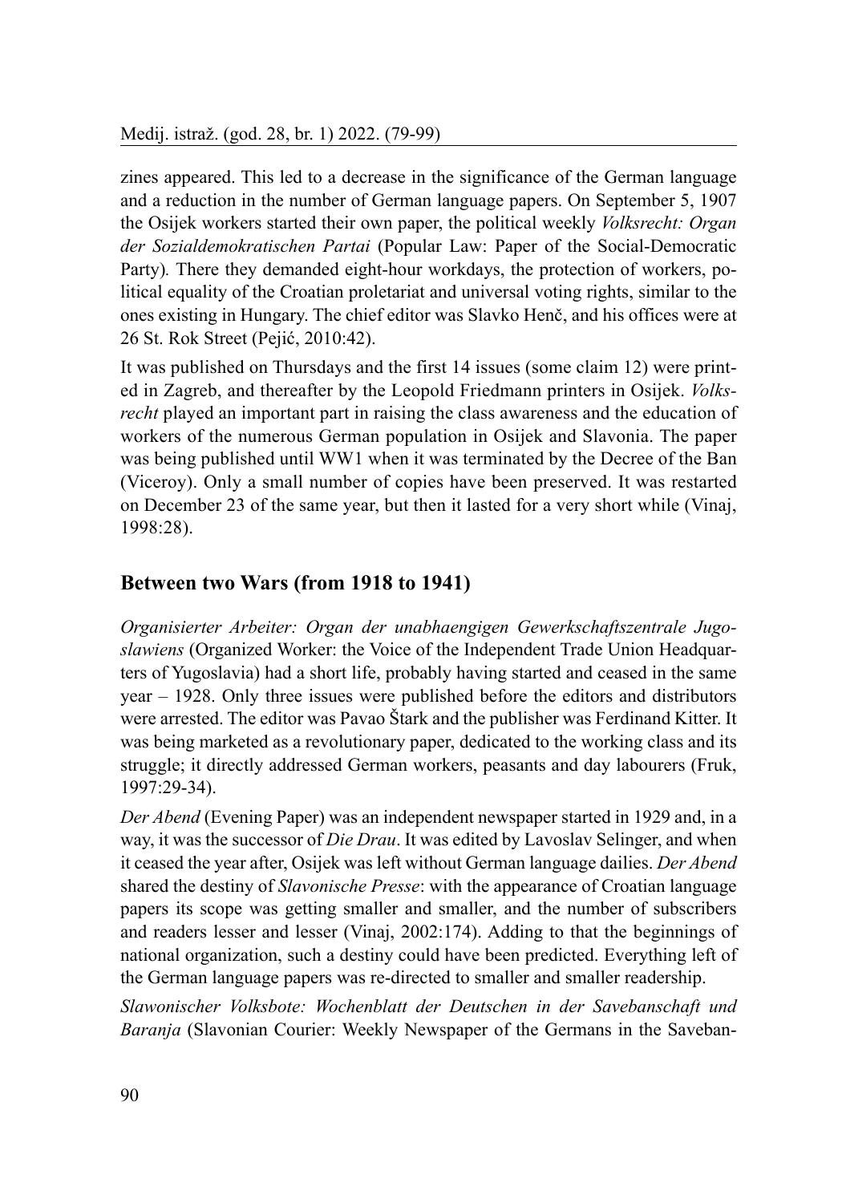zines appeared. This led to a decrease in the significance of the German language and a reduction in the number of German language papers. On September 5, 1907 the Osijek workers started their own paper, the political weekly *Volksrecht: Organ der Sozialdemokratischen Partai* (Popular Law: Paper of the Social-Democratic Party). There they demanded eight-hour workdays, the protection of workers, political equality of the Croatian proletariat and universal voting rights, similar to the ones existing in Hungary. The chief editor was Slavko Henč, and his offices were at 26 St. Rok Street (Pejić, 2010:42).

It was published on Thursdays and the first 14 issues (some claim 12) were printed in Zagreb, and thereafter by the Leopold Friedmann printers in Osijek. *Volksrecht* played an important part in raising the class awareness and the education of workers of the numerous German population in Osijek and Slavonia. The paper was being published until WW1 when it was terminated by the Decree of the Ban (Viceroy). Only a small number of copies have been preserved. It was restarted on December 23 of the same year, but then it lasted for a very short while (Vinaj, 1998:28).

## Between two Wars (from 1918 to 1941)

*Organisierter Arbeiter: Organ der unabhaengigen Gewerkschaftszentrale Jugoslawiens* (Organized Worker: the Voice of the Independent Trade Union Headquarters of Yugoslavia) had a short life, probably having started and ceased in the same year – 1928. Only three issues were published before the editors and distributors were arrested. The editor was Pavao Štark and the publisher was Ferdinand Kitter. It was being marketed as a revolutionary paper, dedicated to the working class and its struggle; it directly addressed German workers, peasants and day labourers (Fruk, 1997:29-34).

*Der Abend* (Evening Paper) was an independent newspaper started in 1929 and, in a way, it was the successor of *Die Drau*. It was edited by Lavoslav Selinger, and when it ceased the year after, Osijek was left without German language dailies. *Der Abend* shared the destiny of *Slavonische Presse*: with the appearance of Croatian language papers its scope was getting smaller and smaller, and the number of subscribers and readers lesser and lesser (Vinaj, 2002:174). Adding to that the beginnings of national organization, such a destiny could have been predicted. Everything left of the German language papers was re-directed to smaller and smaller readership.

*Slawonischer Volksbote: Wochenblatt der Deutschen in der Savebanschaft und Baranja* (Slavonian Courier: Weekly Newspaper of the Germans in the Saveban-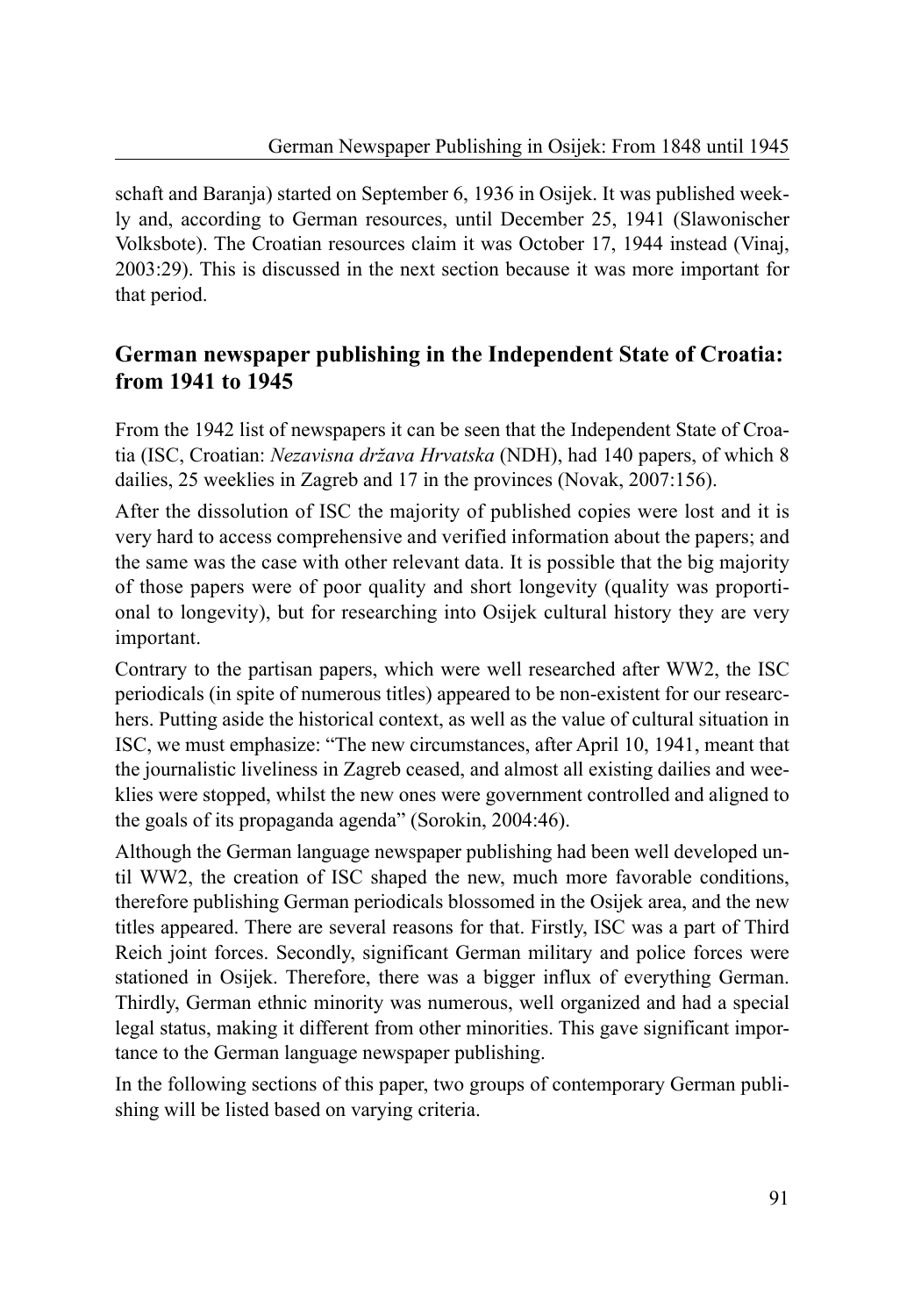schaft and Baranja) started on September 6, 1936 in Osijek. It was published weekly and, according to German resources, until December 25, 1941 (Slawonischer Volksbote). The Croatian resources claim it was October 17, 1944 instead (Vinaj, 2003:29). This is discussed in the next section because it was more important for that period.

## German newspaper publishing in the Independent State of Croatia: from 1941 to 1945

From the 1942 list of newspapers it can be seen that the Independent State of Croatia (ISC, Croatian: *Nezavisna država Hrvatska* (NDH), had 140 papers, of which 8 dailies, 25 weeklies in Zagreb and 17 in the provinces (Novak, 2007:156).

After the dissolution of ISC the majority of published copies were lost and it is very hard to access comprehensive and verified information about the papers; and the same was the case with other relevant data. It is possible that the big majority of those papers were of poor quality and short longevity (quality was proportional to longevity), but for researching into Osijek cultural history they are very important.

Contrary to the partisan papers, which were well researched after WW2, the ISC periodicals (in spite of numerous titles) appeared to be non-existent for our researchers. Putting aside the historical context, as well as the value of cultural situation in ISC, we must emphasize: "The new circumstances, after April 10, 1941, meant that the journalistic liveliness in Zagreb ceased, and almost all existing dailies and weeklies were stopped, whilst the new ones were government controlled and aligned to the goals of its propaganda agenda" (Sorokin, 2004:46).

Although the German language newspaper publishing had been well developed until WW2, the creation of ISC shaped the new, much more favorable conditions, therefore publishing German periodicals blossomed in the Osijek area, and the new titles appeared. There are several reasons for that. Firstly, ISC was a part of Third Reich joint forces. Secondly, significant German military and police forces were stationed in Osijek. Therefore, there was a bigger influx of everything German. Thirdly, German ethnic minority was numerous, well organized and had a special legal status, making it different from other minorities. This gave significant importance to the German language newspaper publishing.

In the following sections of this paper, two groups of contemporary German publishing will be listed based on varying criteria.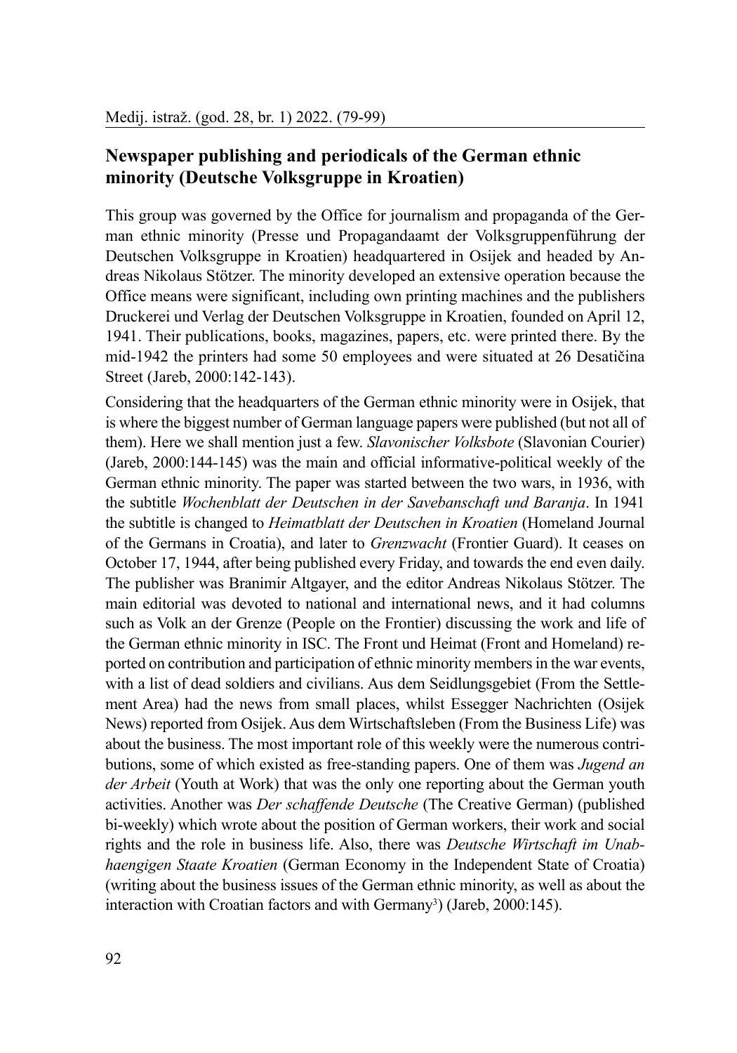## Newspaper publishing and periodicals of the German ethnic minority (Deutsche Volksgruppe in Kroatien)

This group was governed by the Office for journalism and propaganda of the German ethnic minority (Presse und Propagandaamt der Volksgruppenführung der Deutschen Volksgruppe in Kroatien) headquartered in Osijek and headed by Andreas Nikolaus Stötzer. The minority developed an extensive operation because the Office means were significant, including own printing machines and the publishers Druckerei und Verlag der Deutschen Volksgruppe in Kroatien, founded on April 12, 1941. Their publications, books, magazines, papers, etc. were printed there. By the mid-1942 the printers had some 50 employees and were situated at 26 Desatičina Street (Jareb, 2000:142-143).

Considering that the headquarters of the German ethnic minority were in Osijek, that is where the biggest number of German language papers were published (but not all of them). Here we shall mention just a few. *Slavonischer Volksbote* (Slavonian Courier) (Jareb, 2000:144-145) was the main and official informative-political weekly of the German ethnic minority. The paper was started between the two wars, in 1936, with the subtitle *Wochenblatt der Deutschen in der Savebanschaft und Baranja*. In 1941 the subtitle is changed to *Heimatblatt der Deutschen in Kroatien* (Homeland Journal of the Germans in Croatia), and later to *Grenzwacht* (Frontier Guard). It ceases on October 17, 1944, after being published every Friday, and towards the end even daily. The publisher was Branimir Altgayer, and the editor Andreas Nikolaus Stötzer. The main editorial was devoted to national and international news, and it had columns such as Volk an der Grenze (People on the Frontier) discussing the work and life of the German ethnic minority in ISC. The Front und Heimat (Front and Homeland) reported on contribution and participation of ethnic minority members in the war events, with a list of dead soldiers and civilians. Aus dem Seidlungsgebiet (From the Settlement Area) had the news from small places, whilst Essegger Nachrichten (Osijek News) reported from Osijek. Aus dem Wirtschaftsleben (From the Business Life) was about the business. The most important role of this weekly were the numerous contributions, some of which existed as free-standing papers. One of them was *Jugend an der Arbeit* (Youth at Work) that was the only one reporting about the German youth activities. Another was *Der schaffende Deutsche* (The Creative German) (published bi-weekly) which wrote about the position of German workers, their work and social rights and the role in business life. Also, there was *Deutsche Wirtschaft im Unabhaengigen Staate Kroatien* (German Economy in the Independent State of Croatia) (writing about the business issues of the German ethnic minority, as well as about the interaction with Croatian factors and with Germany[3]) (Jareb, 2000:145).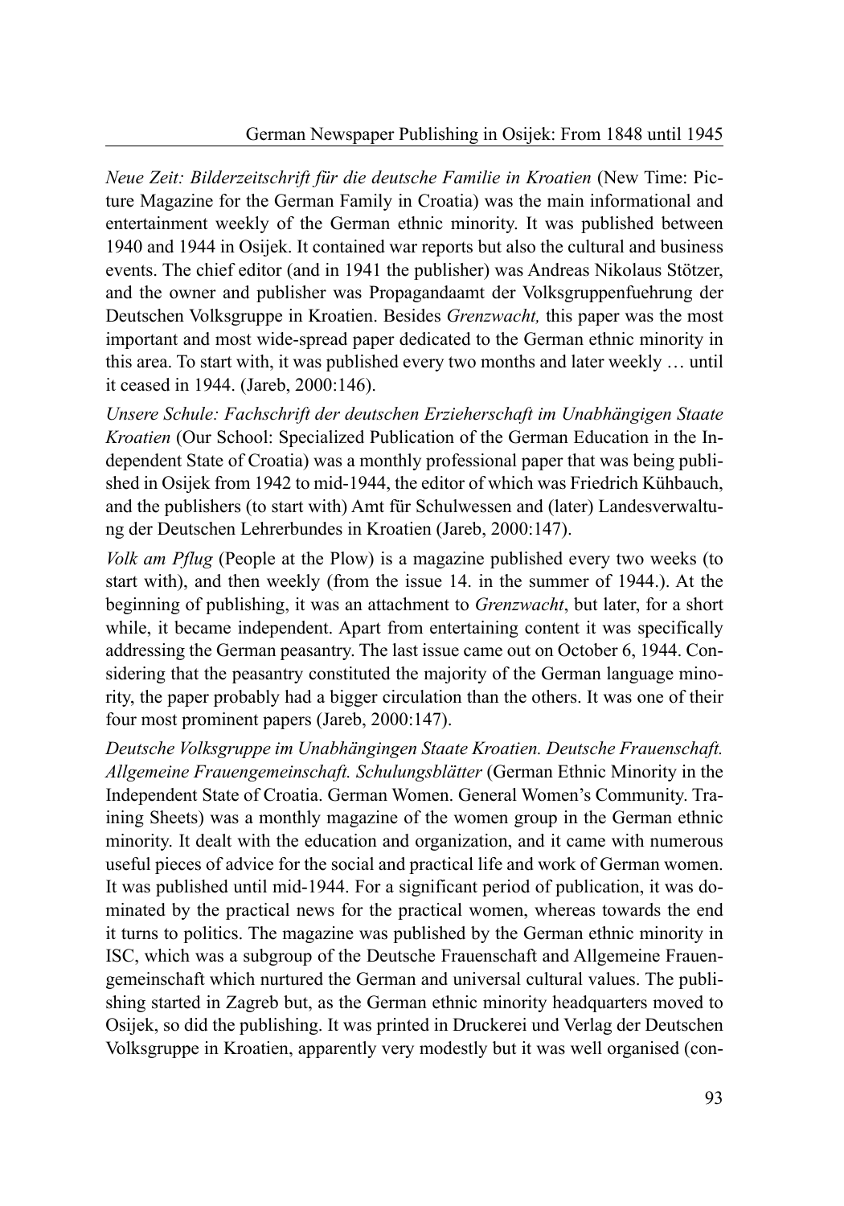*Neue Zeit: Bilderzeitschrift für die deutsche Familie in Kroatien* (New Time: Picture Magazine for the German Family in Croatia) was the main informational and entertainment weekly of the German ethnic minority. It was published between 1940 and 1944 in Osijek. It contained war reports but also the cultural and business events. The chief editor (and in 1941 the publisher) was Andreas Nikolaus Stötzer, and the owner and publisher was Propagandaamt der Volksgruppenfuehrung der Deutschen Volksgruppe in Kroatien. Besides *Grenzwacht,* this paper was the most important and most wide-spread paper dedicated to the German ethnic minority in this area. To start with, it was published every two months and later weekly … until it ceased in 1944. (Jareb, 2000:146).

*Unsere Schule: Fachschrift der deutschen Erzieherschaft im Unabhängigen Staate Kroatien* (Our School: Specialized Publication of the German Education in the Independent State of Croatia) was a monthly professional paper that was being published in Osijek from 1942 to mid-1944, the editor of which was Friedrich Kühbauch, and the publishers (to start with) Amt für Schulwessen and (later) Landesverwaltung der Deutschen Lehrerbundes in Kroatien (Jareb, 2000:147).

*Volk am Pflug* (People at the Plow) is a magazine published every two weeks (to start with), and then weekly (from the issue 14. in the summer of 1944.). At the beginning of publishing, it was an attachment to *Grenzwacht*, but later, for a short while, it became independent. Apart from entertaining content it was specifically addressing the German peasantry. The last issue came out on October 6, 1944. Considering that the peasantry constituted the majority of the German language minority, the paper probably had a bigger circulation than the others. It was one of their four most prominent papers (Jareb, 2000:147).

*Deutsche Volksgruppe im Unabhängingen Staate Kroatien. Deutsche Frauenschaft. Allgemeine Frauengemeinschaft. Schulungsblätter* (German Ethnic Minority in the Independent State of Croatia. German Women. General Women's Community. Training Sheets) was a monthly magazine of the women group in the German ethnic minority. It dealt with the education and organization, and it came with numerous useful pieces of advice for the social and practical life and work of German women. It was published until mid-1944. For a significant period of publication, it was dominated by the practical news for the practical women, whereas towards the end it turns to politics. The magazine was published by the German ethnic minority in ISC, which was a subgroup of the Deutsche Frauenschaft and Allgemeine Frauengemeinschaft which nurtured the German and universal cultural values. The publishing started in Zagreb but, as the German ethnic minority headquarters moved to Osijek, so did the publishing. It was printed in Druckerei und Verlag der Deutschen Volksgruppe in Kroatien, apparently very modestly but it was well organised (con-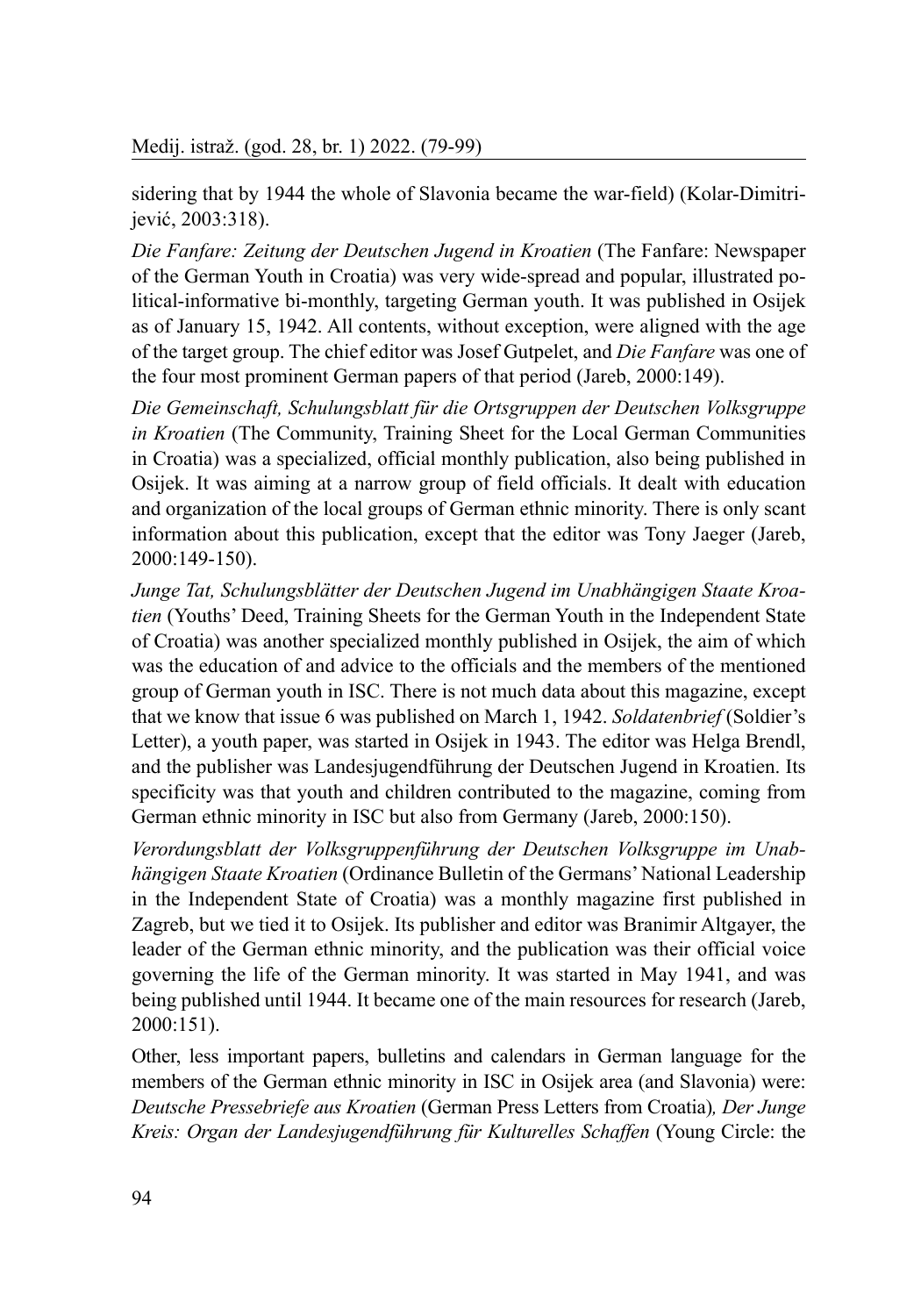sidering that by 1944 the whole of Slavonia became the war-field) (Kolar-Dimitrijević, 2003:318).

*Die Fanfare: Zeitung der Deutschen Jugend in Kroatien* (The Fanfare: Newspaper of the German Youth in Croatia) was very wide-spread and popular, illustrated political-informative bi-monthly, targeting German youth. It was published in Osijek as of January 15, 1942. All contents, without exception, were aligned with the age of the target group. The chief editor was Josef Gutpelet, and *Die Fanfare* was one of the four most prominent German papers of that period (Jareb, 2000:149).

*Die Gemeinschaft, Schulungsblatt für die Ortsgruppen der Deutschen Volksgruppe in Kroatien* (The Community, Training Sheet for the Local German Communities in Croatia) was a specialized, official monthly publication, also being published in Osijek. It was aiming at a narrow group of field officials. It dealt with education and organization of the local groups of German ethnic minority. There is only scant information about this publication, except that the editor was Tony Jaeger (Jareb, 2000:149-150).

*Junge Tat, Schulungsblätter der Deutschen Jugend im Unabhängigen Staate Kroatien* (Youths' Deed, Training Sheets for the German Youth in the Independent State of Croatia) was another specialized monthly published in Osijek, the aim of which was the education of and advice to the officials and the members of the mentioned group of German youth in ISC. There is not much data about this magazine, except that we know that issue 6 was published on March 1, 1942. *Soldatenbrief* (Soldier's Letter), a youth paper, was started in Osijek in 1943. The editor was Helga Brendl, and the publisher was Landesjugendführung der Deutschen Jugend in Kroatien. Its specificity was that youth and children contributed to the magazine, coming from German ethnic minority in ISC but also from Germany (Jareb, 2000:150).

*Verordungsblatt der Volksgruppenführung der Deutschen Volksgruppe im Unabhängigen Staate Kroatien* (Ordinance Bulletin of the Germans' National Leadership in the Independent State of Croatia) was a monthly magazine first published in Zagreb, but we tied it to Osijek. Its publisher and editor was Branimir Altgayer, the leader of the German ethnic minority, and the publication was their official voice governing the life of the German minority. It was started in May 1941, and was being published until 1944. It became one of the main resources for research (Jareb, 2000:151).

Other, less important papers, bulletins and calendars in German language for the members of the German ethnic minority in ISC in Osijek area (and Slavonia) were: *Deutsche Pressebriefe aus Kroatien* (German Press Letters from Croatia), *Der Junge Kreis: Organ der Landesjugendführung für Kulturelles Schaffen* (Young Circle: the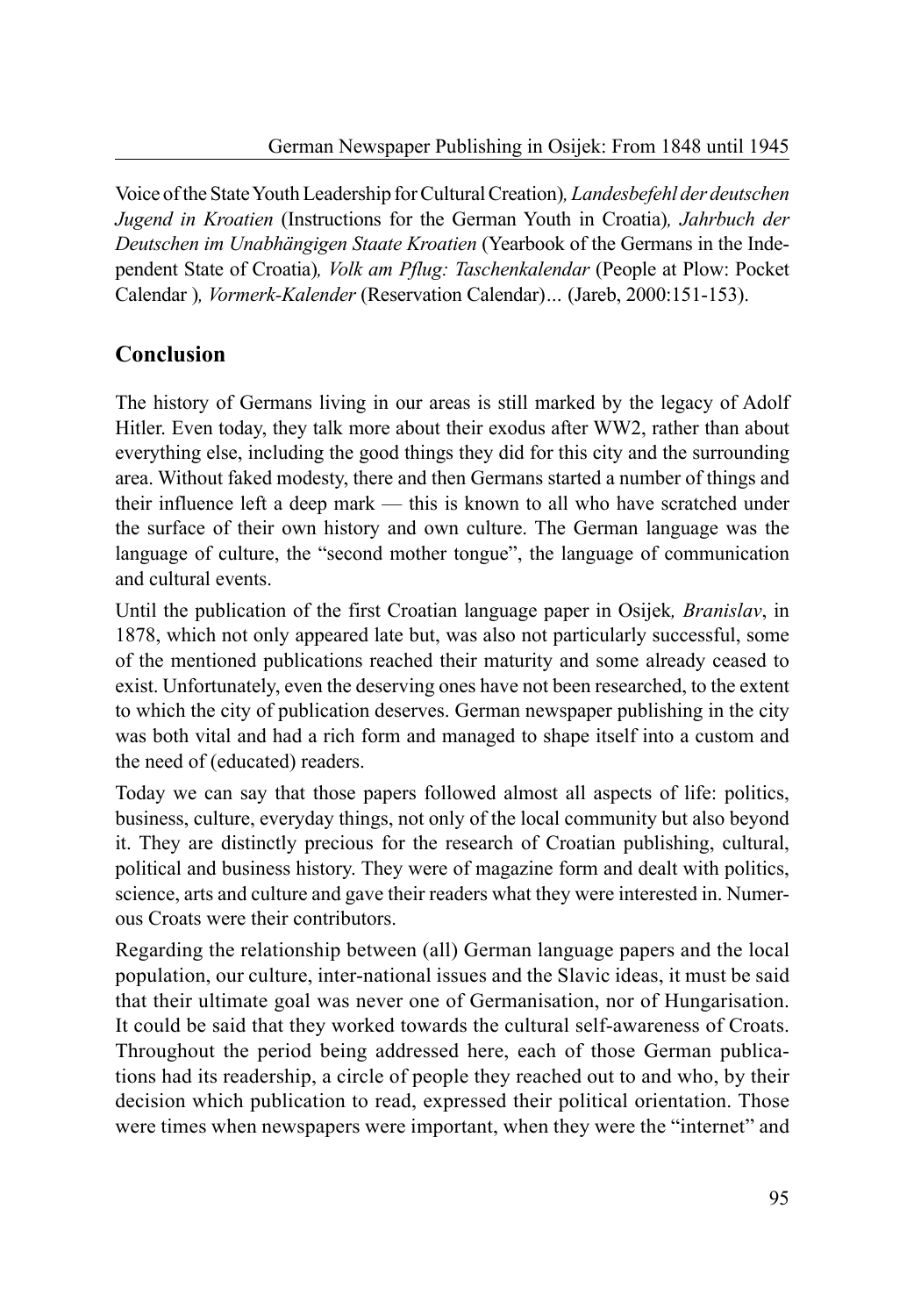Voice of the State Youth Leadership for Cultural Creation), *Landesbefehl der deutschen Jugend in Kroatien* (Instructions for the German Youth in Croatia), *Jahrbuch der Deutschen im Unabhängigen Staate Kroatien* (Yearbook of the Germans in the Independent State of Croatia), *Volk am Pflug: Taschenkalendar* (People at Plow: Pocket Calendar ), *Vormerk-Kalender* (Reservation Calendar)... (Jareb, 2000:151-153).

## Conclusion

The history of Germans living in our areas is still marked by the legacy of Adolf Hitler. Even today, they talk more about their exodus after WW2, rather than about everything else, including the good things they did for this city and the surrounding area. Without faked modesty, there and then Germans started a number of things and their influence left a deep mark — this is known to all who have scratched under the surface of their own history and own culture. The German language was the language of culture, the "second mother tongue", the language of communication and cultural events.

Until the publication of the first Croatian language paper in Osijek, *Branislav*, in 1878, which not only appeared late but, was also not particularly successful, some of the mentioned publications reached their maturity and some already ceased to exist. Unfortunately, even the deserving ones have not been researched, to the extent to which the city of publication deserves. German newspaper publishing in the city was both vital and had a rich form and managed to shape itself into a custom and the need of (educated) readers.

Today we can say that those papers followed almost all aspects of life: politics, business, culture, everyday things, not only of the local community but also beyond it. They are distinctly precious for the research of Croatian publishing, cultural, political and business history. They were of magazine form and dealt with politics, science, arts and culture and gave their readers what they were interested in. Numerous Croats were their contributors.

Regarding the relationship between (all) German language papers and the local population, our culture, inter-national issues and the Slavic ideas, it must be said that their ultimate goal was never one of Germanisation, nor of Hungarisation. It could be said that they worked towards the cultural self-awareness of Croats. Throughout the period being addressed here, each of those German publications had its readership, a circle of people they reached out to and who, by their decision which publication to read, expressed their political orientation. Those were times when newspapers were important, when they were the "internet" and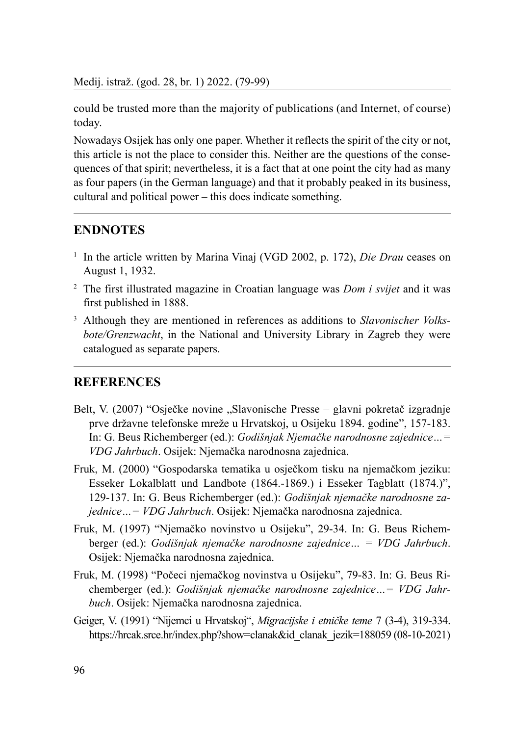could be trusted more than the majority of publications (and Internet, of course) today.

Nowadays Osijek has only one paper. Whether it reflects the spirit of the city or not, this article is not the place to consider this. Neither are the questions of the consequences of that spirit; nevertheless, it is a fact that at one point the city had as many as four papers (in the German language) and that it probably peaked in its business, cultural and political power – this does indicate something.

## ENDNOTES

[1] In the article written by Marina Vinaj (VGD 2002, p. 172), *Die Drau* ceases on August 1, 1932.

[2] The first illustrated magazine in Croatian language was *Dom i svijet* and it was first published in 1888.

[3] Although they are mentioned in references as additions to *Slavonischer Volksbote/Grenzwacht*, in the National and University Library in Zagreb they were catalogued as separate papers.

## REFERENCES

Belt, V. (2007) "Osječke novine „Slavonische Presse – glavni pokretač izgradnje prve državne telefonske mreže u Hrvatskoj, u Osijeku 1894. godine", 157-183. In: G. Beus Richemberger (ed.): *Godišnjak Njemačke narodnosne zajednice…= VDG Jahrbuch*. Osijek: Njemačka narodnosna zajednica.

Fruk, M. (2000) "Gospodarska tematika u osječkom tisku na njemačkom jeziku: Esseker Lokalblatt und Landbote (1864.-1869.) i Esseker Tagblatt (1874.)", 129-137. In: G. Beus Richemberger (ed.): *Godišnjak njemačke narodnosne zajednice…= VDG Jahrbuch*. Osijek: Njemačka narodnosna zajednica.

Fruk, M. (1997) "Njemačko novinstvo u Osijeku", 29-34. In: G. Beus Richemberger (ed.): *Godišnjak njemačke narodnosne zajednice… = VDG Jahrbuch*. Osijek: Njemačka narodnosna zajednica.

Fruk, M. (1998) "Počeci njemačkog novinstva u Osijeku", 79-83. In: G. Beus Richemberger (ed.): *Godišnjak njemačke narodnosne zajednice…= VDG Jahrbuch*. Osijek: Njemačka narodnosna zajednica.

Geiger, V. (1991) "Nijemci u Hrvatskoj", *Migracijske i etničke teme* 7 (3-4), 319-334. https://hrcak.srce.hr/index.php?show=clanak&id_clanak_jezik=188059 (08-10-2021)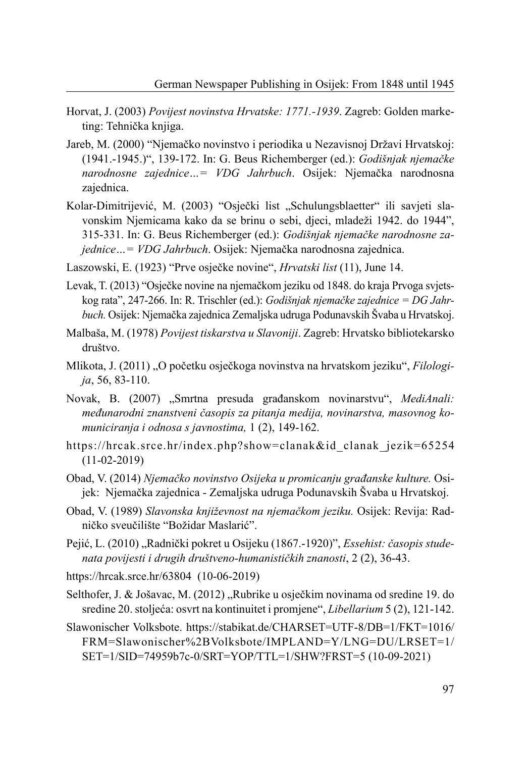Horvat, J. (2003) *Povijest novinstva Hrvatske: 1771.-1939*. Zagreb: Golden marketing: Tehnička knjiga.

Jareb, M. (2000) "Njemačko novinstvo i periodika u Nezavisnoj Državi Hrvatskoj: (1941.-1945.)", 139-172. In: G. Beus Richemberger (ed.): *Godišnjak njemačke narodnosne zajednice…= VDG Jahrbuch*. Osijek: Njemačka narodnosna zajednica.

Kolar-Dimitrijević, M. (2003) "Osječki list „Schulungsblaetter" ili savjeti slavonskim Njemicama kako da se brinu o sebi, djeci, mladeži 1942. do 1944", 315-331. In: G. Beus Richemberger (ed.): *Godišnjak njemačke narodnosne zajednice…= VDG Jahrbuch*. Osijek: Njemačka narodnosna zajednica.

Laszowski, E. (1923) "Prve osječke novine", *Hrvatski list* (11), June 14.

Levak, T. (2013) "Osječke novine na njemačkom jeziku od 1848. do kraja Prvoga svjetskog rata", 247-266. In: R. Trischler (ed.): *Godišnjak njemačke zajednice = DG Jahrbuch.* Osijek: Njemačka zajednica Zemaljska udruga Podunavskih Švaba u Hrvatskoj.

Malbaša, M. (1978) *Povijest tiskarstva u Slavoniji*. Zagreb: Hrvatsko bibliotekarsko društvo.

Mlikota, J. (2011) „O početku osječkoga novinstva na hrvatskom jeziku", *Filologija*, 56, 83-110.

Novak, B. (2007) „Smrtna presuda građanskom novinarstvu", *MediAnali: međunarodni znanstveni časopis za pitanja medija, novinarstva, masovnog komuniciranja i odnosa s javnostima,* 1 (2), 149-162.

https://hrcak.srce.hr/index.php?show=clanak&id_clanak_jezik=65254 (11-02-2019)

Obad, V. (2014) *Njemačko novinstvo Osijeka u promicanju građanske kulture.* Osijek: Njemačka zajednica - Zemaljska udruga Podunavskih Švaba u Hrvatskoj.

Obad, V. (1989) *Slavonska književnost na njemačkom jeziku.* Osijek: Revija: Radničko sveučilište "Božidar Maslarić".

Pejić, L. (2010) „Radnički pokret u Osijeku (1867.-1920)", *Essehist: časopis studenata povijesti i drugih društveno-humanističkih znanosti*, 2 (2), 36-43.

https://hrcak.srce.hr/63804 (10-06-2019)

Selthofer, J. & Jošavac, M. (2012) „Rubrike u osječkim novinama od sredine 19. do sredine 20. stoljeća: osvrt na kontinuitet i promjene", *Libellarium* 5 (2), 121-142.

Slawonischer Volksbote. https://stabikat.de/CHARSET=UTF-8/DB=1/FKT=1016/FRM=Slawonischer%2BVolksbote/IMPLAND=Y/LNG=DU/LRSET=1/SET=1/SID=74959b7c-0/SRT=YOP/TTL=1/SHW?FRST=5 (10-09-2021)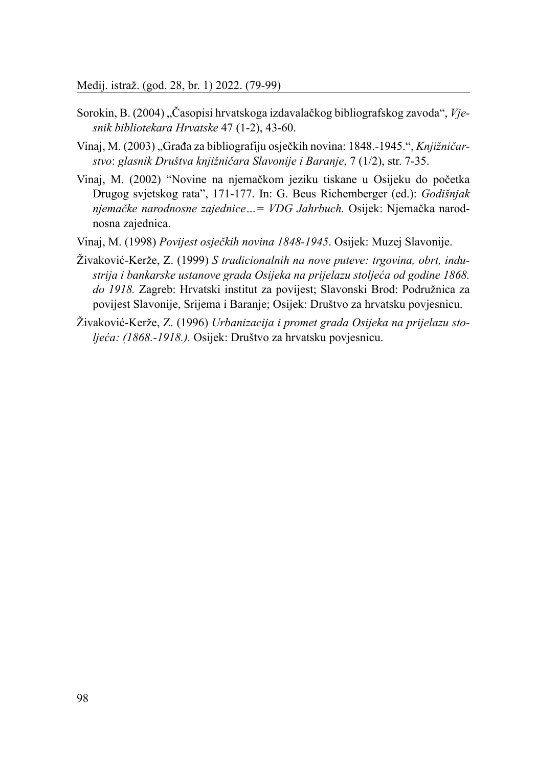Sorokin, B. (2004) „Časopisi hrvatskoga izdavalačkog bibliografskog zavoda“, *Vjesnik bibliotekara Hrvatske* 47 (1-2), 43-60.

Vinaj, M. (2003) „Građa za bibliografiju osječkih novina: 1848.-1945.“, *Knjižničarstvo*: *glasnik Društva knjižničara Slavonije i Baranje*, 7 (1/2), str. 7-35.

Vinaj, M. (2002) “Novine na njemačkom jeziku tiskane u Osijeku do početka Drugog svjetskog rata”, 171-177. In: G. Beus Richemberger (ed.): *Godišnjak njemačke narodnosne zajednice…= VDG Jahrbuch.* Osijek: Njemačka narodnosna zajednica.

Vinaj, M. (1998) *Povijest osječkih novina 1848-1945*. Osijek: Muzej Slavonije.

Živaković-Kerže, Z. (1999) *S tradicionalnih na nove puteve: trgovina, obrt, industrija i bankarske ustanove grada Osijeka na prijelazu stoljeća od godine 1868. do 1918.* Zagreb: Hrvatski institut za povijest; Slavonski Brod: Podružnica za povijest Slavonije, Srijema i Baranje; Osijek: Društvo za hrvatsku povjesnicu.

Živaković-Kerže, Z. (1996) *Urbanizacija i promet grada Osijeka na prijelazu stoljeća: (1868.-1918.).* Osijek: Društvo za hrvatsku povjesnicu.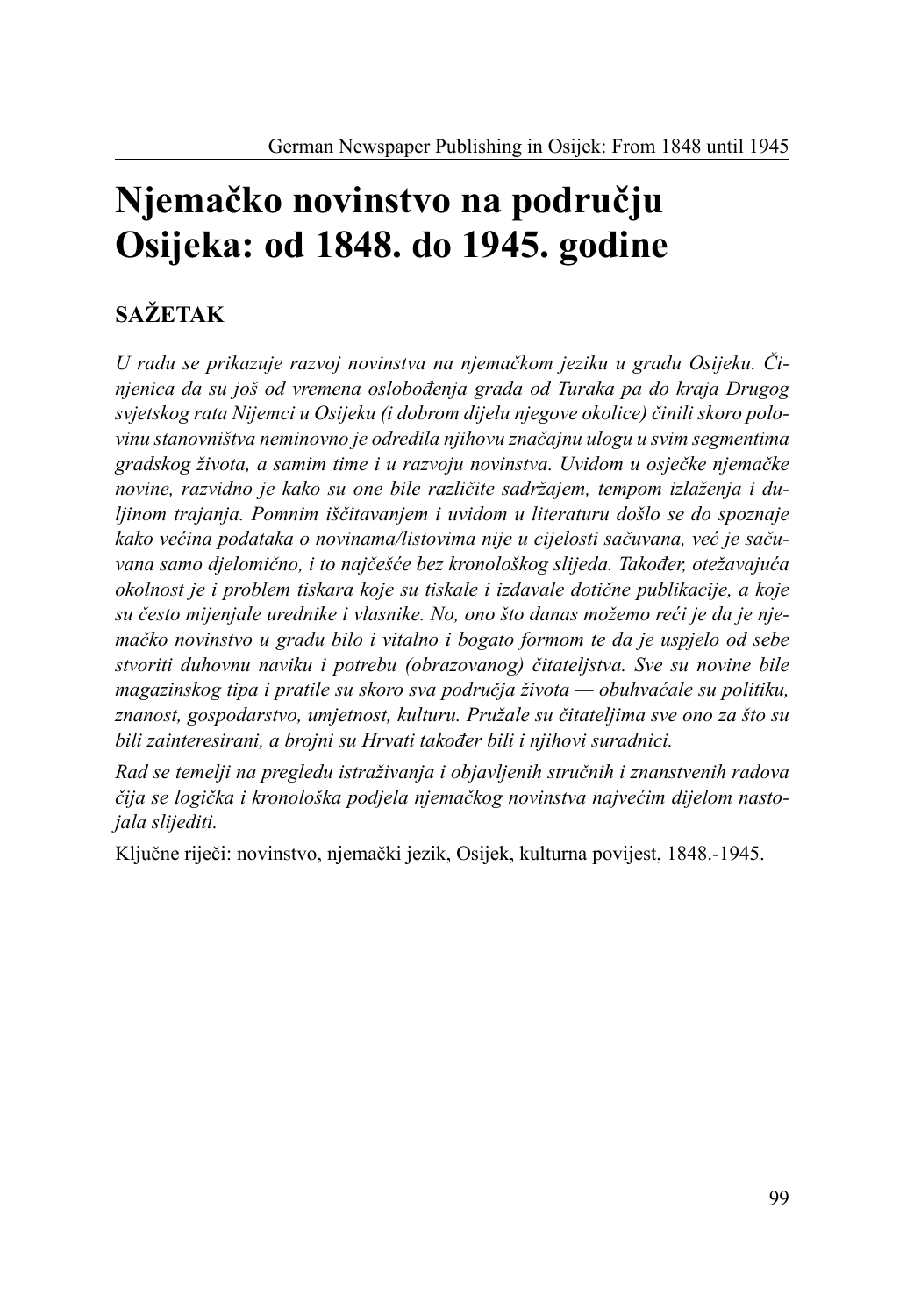# Njemačko novinstvo na području Osijeka: od 1848. do 1945. godine

## SAŽETAK

*U radu se prikazuje razvoj novinstva na njemačkom jeziku u gradu Osijeku. Činjenica da su još od vremena oslobođenja grada od Turaka pa do kraja Drugog svjetskog rata Nijemci u Osijeku (i dobrom dijelu njegove okolice) činili skoro polovinu stanovništva neminovno je odredila njihovu značajnu ulogu u svim segmentima gradskog života, a samim time i u razvoju novinstva. Uvidom u osječke njemačke novine, razvidno je kako su one bile različite sadržajem, tempom izlaženja i duljinom trajanja. Pomnim iščitavanjem i uvidom u literaturu došlo se do spoznaje kako većina podataka o novinama/listovima nije u cijelosti sačuvana, već je sačuvana samo djelomično, i to najčešće bez kronološkog slijeda. Također, otežavajuća okolnost je i problem tiskara koje su tiskale i izdavale dotične publikacije, a koje su često mijenjale urednike i vlasnike. No, ono što danas možemo reći je da je njemačko novinstvo u gradu bilo i vitalno i bogato formom te da je uspjelo od sebe stvoriti duhovnu naviku i potrebu (obrazovanog) čitateljstva. Sve su novine bile magazinskog tipa i pratile su skoro sva područja života — obuhvaćale su politiku, znanost, gospodarstvo, umjetnost, kulturu. Pružale su čitateljima sve ono za što su bili zainteresirani, a brojni su Hrvati također bili i njihovi suradnici.*

*Rad se temelji na pregledu istraživanja i objavljenih stručnih i znanstvenih radova čija se logička i kronološka podjela njemačkog novinstva najvećim dijelom nastojala slijediti.*

Ključne riječi: novinstvo, njemački jezik, Osijek, kulturna povijest, 1848.-1945.